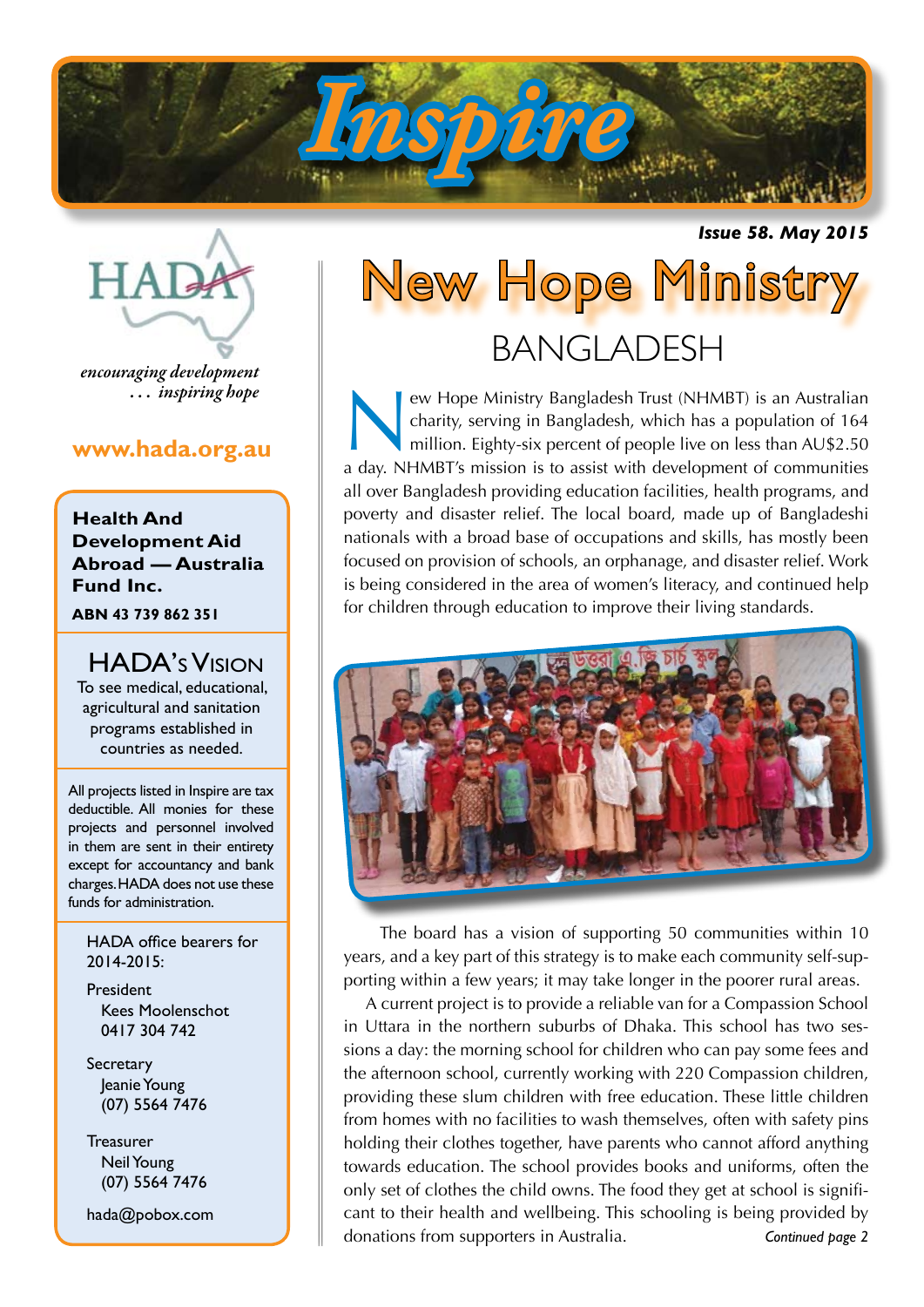# Inspire

*Issue 58. May 2015*

HADA

*encouraging development … inspiring hope*

**www.hada.org.au**

**Health And Development Aid Abroad — Australia Fund Inc.**

**ABN 43 739 862 351**

## HADA's Vision

To see medical, educational, agricultural and sanitation programs established in countries as needed.

All projects listed in Inspire are tax deductible. All monies for these projects and personnel involved in them are sent in their entirety except for accountancy and bank charges. HADA does not use these funds for administration.

HADA office bearers for 2014-2015:

President
Kees Moolenschot
0417 304 742

Secretary
Jeanie Young
(07) 5564 7476

Treasurer
Neil Young
(07) 5564 7476

hada@pobox.com

# New Hope Ministry

## BANGLADESH

New Hope Ministry Bangladesh Trust (NHMBT) is an Australian charity, serving in Bangladesh, which has a population of 164 million. Eighty-six percent of people live on less than AU$2.50 a day. NHMBT's mission is to assist with development of communities all over Bangladesh providing education facilities, health programs, and poverty and disaster relief. The local board, made up of Bangladeshi nationals with a broad base of occupations and skills, has mostly been focused on provision of schools, an orphanage, and disaster relief. Work is being considered in the area of women's literacy, and continued help for children through education to improve their living standards.

The board has a vision of supporting 50 communities within 10 years, and a key part of this strategy is to make each community self-supporting within a few years; it may take longer in the poorer rural areas.

A current project is to provide a reliable van for a Compassion School in Uttara in the northern suburbs of Dhaka. This school has two sessions a day: the morning school for children who can pay some fees and the afternoon school, currently working with 220 Compassion children, providing these slum children with free education. These little children from homes with no facilities to wash themselves, often with safety pins holding their clothes together, have parents who cannot afford anything towards education. The school provides books and uniforms, often the only set of clothes the child owns. The food they get at school is significant to their health and wellbeing. This schooling is being provided by donations from supporters in Australia.

*Continued page 2*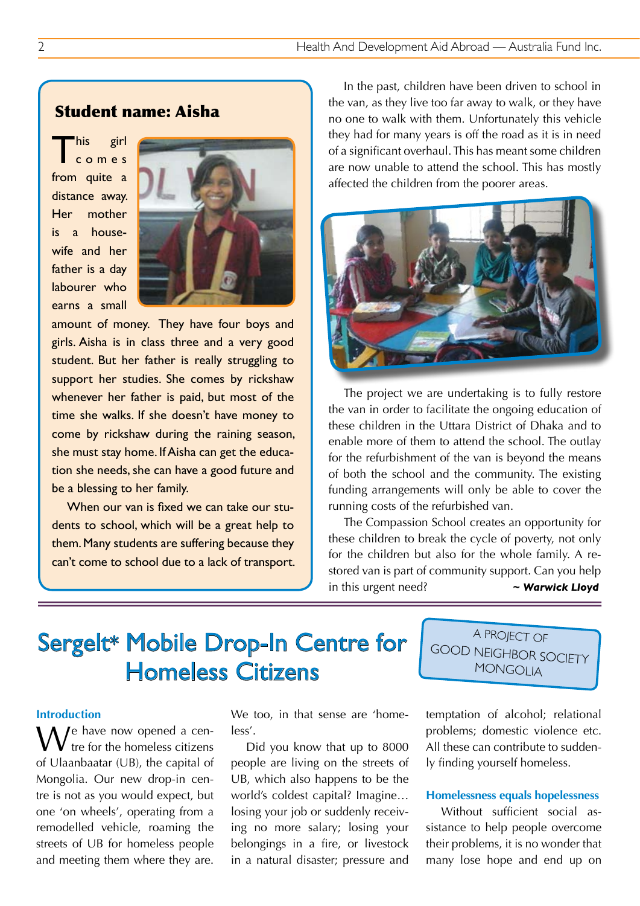### Student name: Aisha

This girl comes from quite a distance away. Her mother is a housewife and her father is a day labourer who earns a small amount of money. They have four boys and girls. Aisha is in class three and a very good student. But her father is really struggling to support her studies. She comes by rickshaw whenever her father is paid, but most of the time she walks. If she doesn't have money to come by rickshaw during the raining season, she must stay home. If Aisha can get the education she needs, she can have a good future and be a blessing to her family.

When our van is fixed we can take our students to school, which will be a great help to them. Many students are suffering because they can't come to school due to a lack of transport.

In the past, children have been driven to school in the van, as they live too far away to walk, or they have no one to walk with them. Unfortunately this vehicle they had for many years is off the road as it is in need of a significant overhaul. This has meant some children are now unable to attend the school. This has mostly affected the children from the poorer areas.

The project we are undertaking is to fully restore the van in order to facilitate the ongoing education of these children in the Uttara District of Dhaka and to enable more of them to attend the school. The outlay for the refurbishment of the van is beyond the means of both the school and the community. The existing funding arrangements will only be able to cover the running costs of the refurbished van.

The Compassion School creates an opportunity for these children to break the cycle of poverty, not only for the children but also for the whole family. A restored van is part of community support. Can you help in this urgent need?

***~ Warwick Lloyd***

---

# Sergelt* Mobile Drop-In Centre for Homeless Citizens

A PROJECT OF GOOD NEIGHBOR SOCIETY MONGOLIA

### Introduction

We have now opened a centre for the homeless citizens of Ulaanbaatar (UB), the capital of Mongolia. Our new drop-in centre is not as you would expect, but one 'on wheels', operating from a remodelled vehicle, roaming the streets of UB for homeless people and meeting them where they are. We too, in that sense are 'homeless'.

Did you know that up to 8000 people are living on the streets of UB, which also happens to be the world's coldest capital? Imagine… losing your job or suddenly receiving no more salary; losing your belongings in a fire, or livestock in a natural disaster; pressure and temptation of alcohol; relational problems; domestic violence etc. All these can contribute to suddenly finding yourself homeless.

### Homelessness equals hopelessness

Without sufficient social assistance to help people overcome their problems, it is no wonder that many lose hope and end up on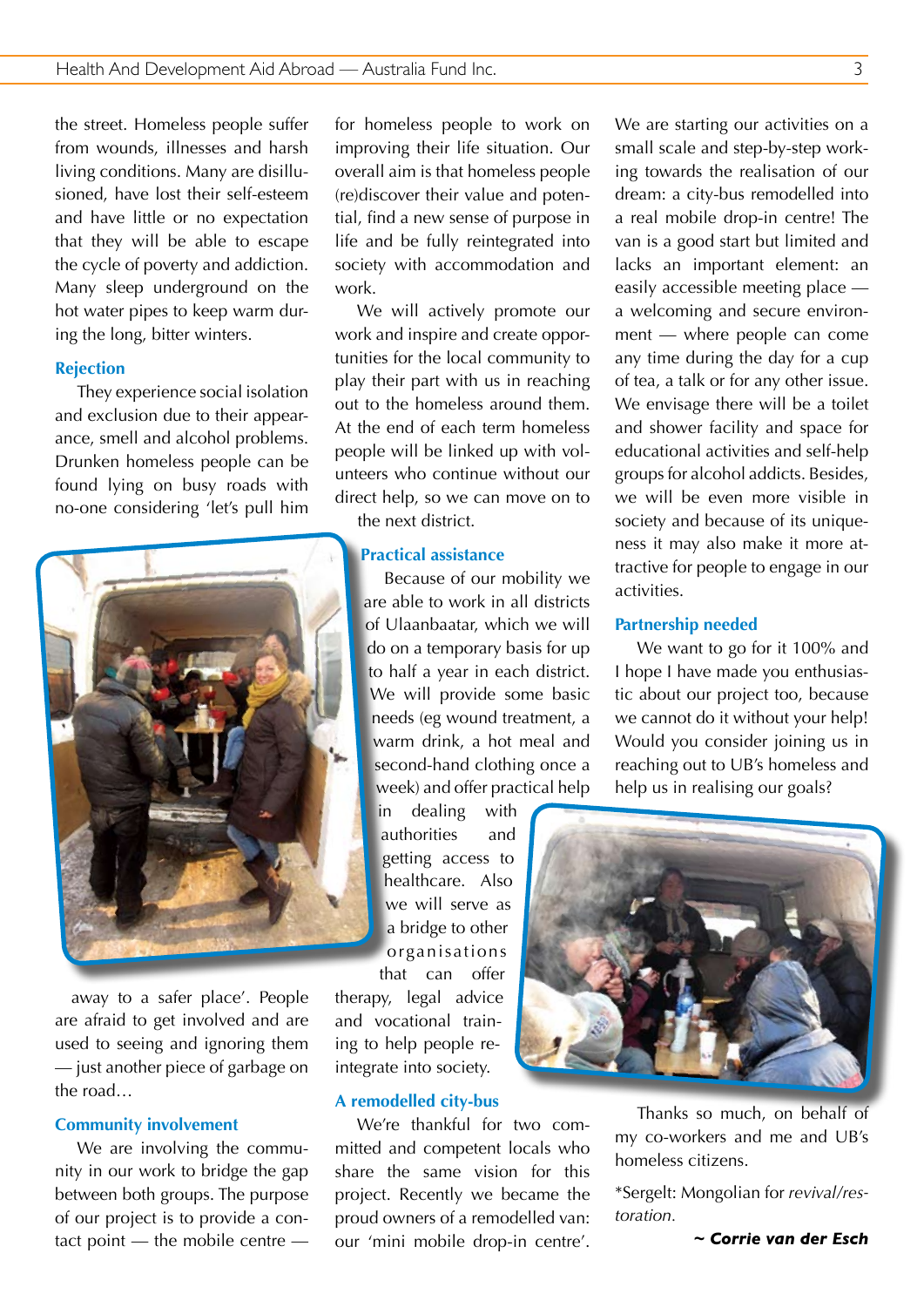the street. Homeless people suffer from wounds, illnesses and harsh living conditions. Many are disillusioned, have lost their self-esteem and have little or no expectation that they will be able to escape the cycle of poverty and addiction. Many sleep underground on the hot water pipes to keep warm during the long, bitter winters.

### Rejection

They experience social isolation and exclusion due to their appearance, smell and alcohol problems. Drunken homeless people can be found lying on busy roads with no-one considering 'let's pull him away to a safer place'. People are afraid to get involved and are used to seeing and ignoring them — just another piece of garbage on the road…

### Community involvement

We are involving the community in our work to bridge the gap between both groups. The purpose of our project is to provide a contact point — the mobile centre — for homeless people to work on improving their life situation. Our overall aim is that homeless people (re)discover their value and potential, find a new sense of purpose in life and be fully reintegrated into society with accommodation and work.

We will actively promote our work and inspire and create opportunities for the local community to play their part with us in reaching out to the homeless around them. At the end of each term homeless people will be linked up with volunteers who continue without our direct help, so we can move on to the next district.

### Practical assistance

Because of our mobility we are able to work in all districts of Ulaanbaatar, which we will do on a temporary basis for up to half a year in each district. We will provide some basic needs (eg wound treatment, a warm drink, a hot meal and second-hand clothing once a week) and offer practical help in dealing with authorities and getting access to healthcare. Also we will serve as a bridge to other organisations that can offer therapy, legal advice and vocational training to help people reintegrate into society.

### A remodelled city-bus

We're thankful for two committed and competent locals who share the same vision for this project. Recently we became the proud owners of a remodelled van: our 'mini mobile drop-in centre'. We are starting our activities on a small scale and step-by-step working towards the realisation of our dream: a city-bus remodelled into a real mobile drop-in centre! The van is a good start but limited and lacks an important element: an easily accessible meeting place — a welcoming and secure environment — where people can come any time during the day for a cup of tea, a talk or for any other issue. We envisage there will be a toilet and shower facility and space for educational activities and self-help groups for alcohol addicts. Besides, we will be even more visible in society and because of its uniqueness it may also make it more attractive for people to engage in our activities.

### Partnership needed

We want to go for it 100% and I hope I have made you enthusiastic about our project too, because we cannot do it without your help! Would you consider joining us in reaching out to UB's homeless and help us in realising our goals?

Thanks so much, on behalf of my co-workers and me and UB's homeless citizens.

*Sergelt: Mongolian for *revival/restoration.*

***~ Corrie van der Esch***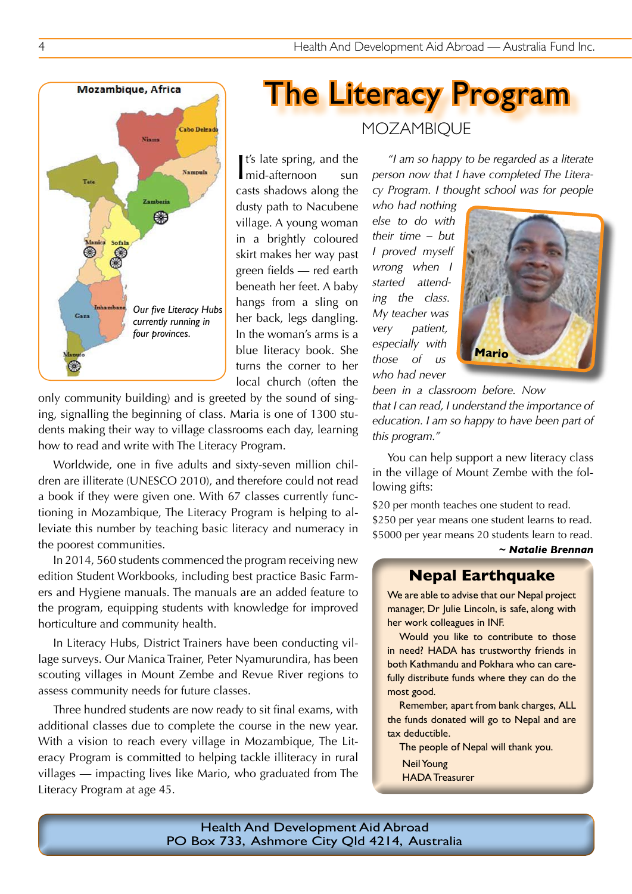**Mozambique, Africa**

Niassa, Cabo Delgado, Nampula, Tete, Zambezia, Manica, Sofala, Gaza, Inhambane, Maputo

*Our five Literacy Hubs currently running in four provinces.*

# The Literacy Program

## MOZAMBIQUE

It's late spring, and the mid-afternoon sun casts shadows along the dusty path to Nacubene village. A young woman in a brightly coloured skirt makes her way past green fields — red earth beneath her feet. A baby hangs from a sling on her back, legs dangling. In the woman's arms is a blue literacy book. She turns the corner to her local church (often the only community building) and is greeted by the sound of singing, signalling the beginning of class. Maria is one of 1300 students making their way to village classrooms each day, learning how to read and write with The Literacy Program.

Worldwide, one in five adults and sixty-seven million children are illiterate (UNESCO 2010), and therefore could not read a book if they were given one. With 67 classes currently functioning in Mozambique, The Literacy Program is helping to alleviate this number by teaching basic literacy and numeracy in the poorest communities.

In 2014, 560 students commenced the program receiving new edition Student Workbooks, including best practice Basic Farmers and Hygiene manuals. The manuals are an added feature to the program, equipping students with knowledge for improved horticulture and community health.

In Literacy Hubs, District Trainers have been conducting village surveys. Our Manica Trainer, Peter Nyamurundira, has been scouting villages in Mount Zembe and Revue River regions to assess community needs for future classes.

Three hundred students are now ready to sit final exams, with additional classes due to complete the course in the new year. With a vision to reach every village in Mozambique, The Literacy Program is committed to helping tackle illiteracy in rural villages — impacting lives like Mario, who graduated from The Literacy Program at age 45.

*"I am so happy to be regarded as a literate person now that I have completed The Literacy Program. I thought school was for people who had nothing else to do with their time – but I proved myself wrong when I started attending the class. My teacher was very patient, especially with those of us who had never been in a classroom before. Now that I can read, I understand the importance of education. I am so happy to have been part of this program."*

**Mario**

You can help support a new literacy class in the village of Mount Zembe with the following gifts:

$20 per month teaches one student to read.
$250 per year means one student learns to read.
$5000 per year means 20 students learn to read.

***~ Natalie Brennan***

## Nepal Earthquake

We are able to advise that our Nepal project manager, Dr Julie Lincoln, is safe, along with her work colleagues in INF.

Would you like to contribute to those in need? HADA has trustworthy friends in both Kathmandu and Pokhara who can carefully distribute funds where they can do the most good.

Remember, apart from bank charges, ALL the funds donated will go to Nepal and are tax deductible.

The people of Nepal will thank you.

Neil Young
HADA Treasurer

**Health And Development Aid Abroad**
**PO Box 733, Ashmore City Qld 4214, Australia**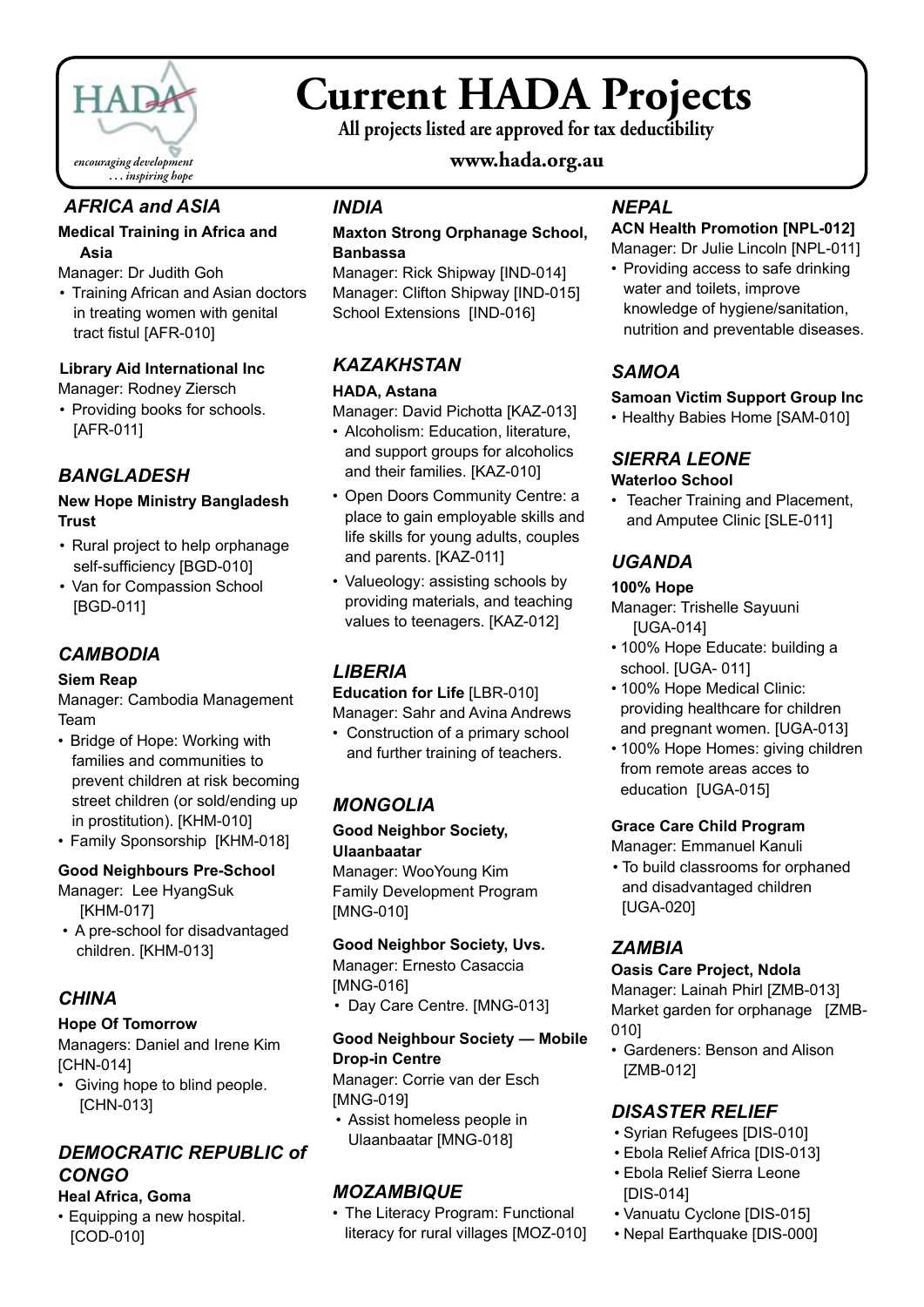# Current HADA Projects

**All projects listed are approved for tax deductibility**

**www.hada.org.au**

*encouraging development … inspiring hope*

## *AFRICA and ASIA*

**Medical Training in Africa and Asia**

Manager: Dr Judith Goh

- Training African and Asian doctors in treating women with genital tract fistul [AFR-010]

**Library Aid International Inc**

Manager: Rodney Ziersch

- Providing books for schools. [AFR-011]

## *BANGLADESH*

**New Hope Ministry Bangladesh Trust**

- Rural project to help orphanage self-sufficiency [BGD-010]
- Van for Compassion School [BGD-011]

## *CAMBODIA*

**Siem Reap**

Manager: Cambodia Management Team

- Bridge of Hope: Working with families and communities to prevent children at risk becoming street children (or sold/ending up in prostitution). [KHM-010]
- Family Sponsorship [KHM-018]

**Good Neighbours Pre-School**

Manager: Lee HyangSuk [KHM-017]

- A pre-school for disadvantaged children. [KHM-013]

## *CHINA*

**Hope Of Tomorrow**

Managers: Daniel and Irene Kim [CHN-014]

- Giving hope to blind people. [CHN-013]

## *DEMOCRATIC REPUBLIC of CONGO*

**Heal Africa, Goma**

- Equipping a new hospital. [COD-010]

## *INDIA*

**Maxton Strong Orphanage School, Banbassa**

Manager: Rick Shipway [IND-014]
Manager: Clifton Shipway [IND-015]
School Extensions [IND-016]

## *KAZAKHSTAN*

**HADA, Astana**

Manager: David Pichotta [KAZ-013]

- Alcoholism: Education, literature, and support groups for alcoholics and their families. [KAZ-010]
- Open Doors Community Centre: a place to gain employable skills and life skills for young adults, couples and parents. [KAZ-011]
- Valueology: assisting schools by providing materials, and teaching values to teenagers. [KAZ-012]

## *LIBERIA*

**Education for Life** [LBR-010]

Manager: Sahr and Avina Andrews

- Construction of a primary school and further training of teachers.

## *MONGOLIA*

**Good Neighbor Society, Ulaanbaatar**

Manager: WooYoung Kim
Family Development Program [MNG-010]

**Good Neighbor Society, Uvs.**

Manager: Ernesto Casaccia [MNG-016]

- Day Care Centre. [MNG-013]

**Good Neighbour Society — Mobile Drop-in Centre**

Manager: Corrie van der Esch [MNG-019]

- Assist homeless people in Ulaanbaatar [MNG-018]

## *MOZAMBIQUE*

- The Literacy Program: Functional literacy for rural villages [MOZ-010]

## *NEPAL*

**ACN Health Promotion [NPL-012]**

Manager: Dr Julie Lincoln [NPL-011]

- Providing access to safe drinking water and toilets, improve knowledge of hygiene/sanitation, nutrition and preventable diseases.

## *SAMOA*

**Samoan Victim Support Group Inc**

- Healthy Babies Home [SAM-010]

## *SIERRA LEONE*

**Waterloo School**

- Teacher Training and Placement, and Amputee Clinic [SLE-011]

## *UGANDA*

**100% Hope**

Manager: Trishelle Sayuuni [UGA-014]

- 100% Hope Educate: building a school. [UGA- 011]
- 100% Hope Medical Clinic: providing healthcare for children and pregnant women. [UGA-013]
- 100% Hope Homes: giving children from remote areas acces to education [UGA-015]

**Grace Care Child Program**

Manager: Emmanuel Kanuli

- To build classrooms for orphaned and disadvantaged children [UGA-020]

## *ZAMBIA*

**Oasis Care Project, Ndola**

Manager: Lainah Phirl [ZMB-013]
Market garden for orphanage [ZMB-010]

- Gardeners: Benson and Alison [ZMB-012]

## *DISASTER RELIEF*

- Syrian Refugees [DIS-010]
- Ebola Relief Africa [DIS-013]
- Ebola Relief Sierra Leone [DIS-014]
- Vanuatu Cyclone [DIS-015]
- Nepal Earthquake [DIS-000]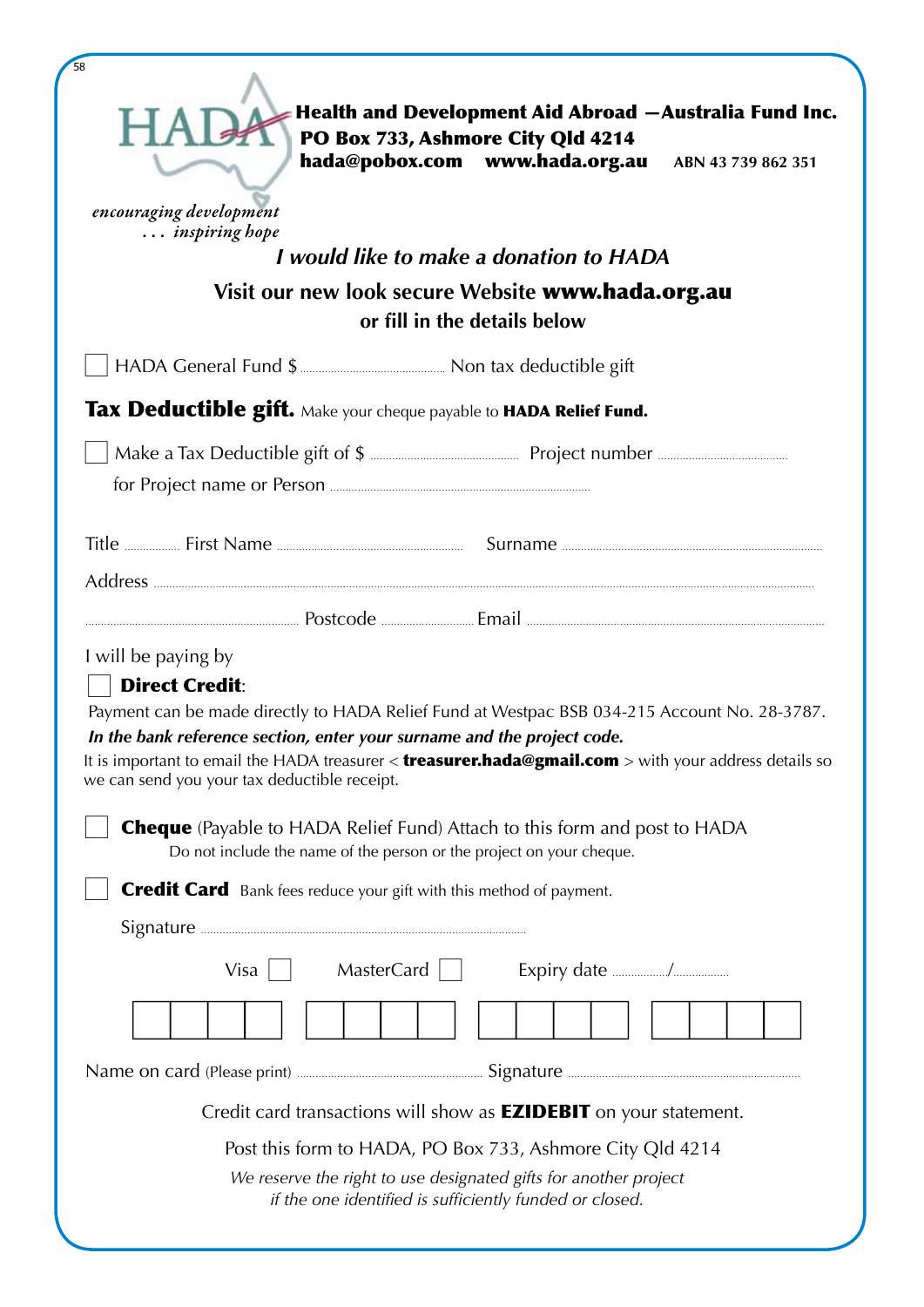**HADA**

*encouraging development ... inspiring hope*

**Health and Development Aid Abroad —Australia Fund Inc.**
**PO Box 733, Ashmore City Qld 4214**
**hada@pobox.com www.hada.org.au** ABN 43 739 862 351

## *I would like to make a donation to HADA*

**Visit our new look secure Website www.hada.org.au**
**or fill in the details below**

☐ HADA General Fund $ .................... Non tax deductible gift

**Tax Deductible gift.** Make your cheque payable to **HADA Relief Fund.**

☐ Make a Tax Deductible gift of $ .................... Project number ....................

for Project name or Person ....................

Title ........ First Name .................... Surname ....................

Address ....................

.................... Postcode .......... Email ....................

I will be paying by

☐ **Direct Credit**:

Payment can be made directly to HADA Relief Fund at Westpac BSB 034-215 Account No. 28-3787.

***In the bank reference section, enter your surname and the project code.***

It is important to email the HADA treasurer < **treasurer.hada@gmail.com** > with your address details so we can send you your tax deductible receipt.

☐ **Cheque** (Payable to HADA Relief Fund) Attach to this form and post to HADA
Do not include the name of the person or the project on your cheque.

☐ **Credit Card** Bank fees reduce your gift with this method of payment.

Signature ....................

Visa ☐ MasterCard ☐ Expiry date ........./.........

| | | | | | | | | | | | | | | | |
|---|---|---|---|---|---|---|---|---|---|---|---|---|---|---|---|
| | | | | | | | | | | | | | | | |

Name on card (Please print) .................... Signature ....................

Credit card transactions will show as **EZIDEBIT** on your statement.

Post this form to HADA, PO Box 733, Ashmore City Qld 4214

*We reserve the right to use designated gifts for another project if the one identified is sufficiently funded or closed.*